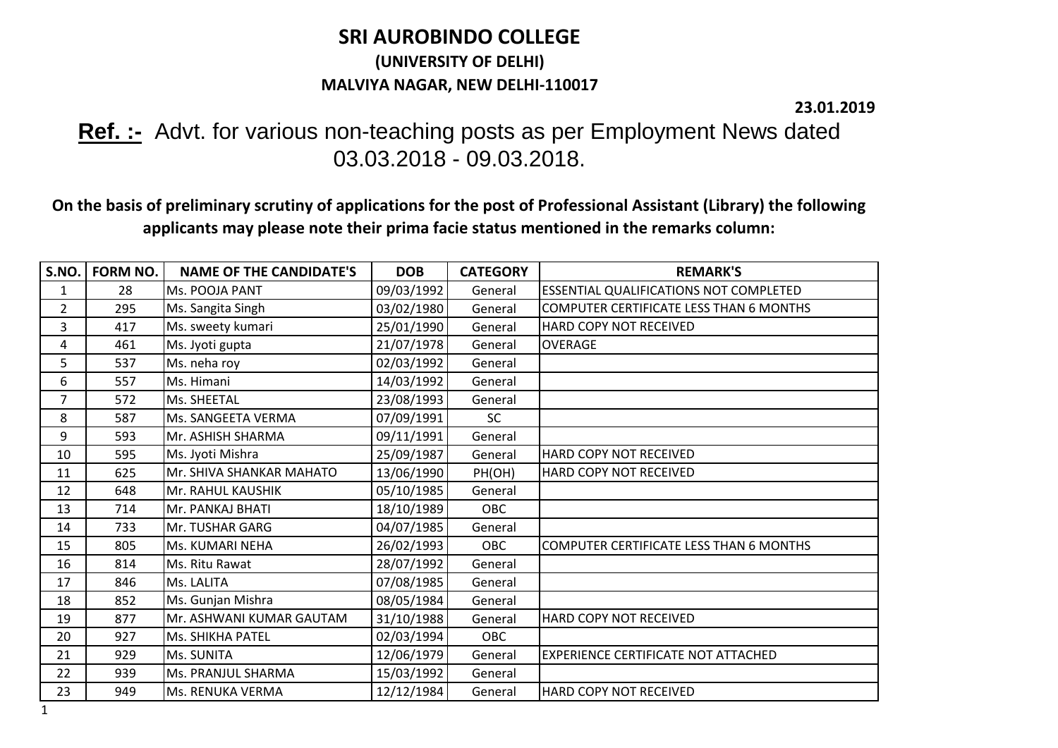# SRI AUROBINDO COLLEGE

## (UNIVERSITY OF DELHI)

### MALVIYA NAGAR, NEW DELHI-110017

**23.01.2019**

**Ref. :-** Advt. for various non-teaching posts as per Employment News dated 03.03.2018 - 09.03.2018.

**On the basis of preliminary scrutiny of applications for the post of Professional Assistant (Library) the following applicants may please note their prima facie status mentioned in the remarks column:**

| S.NO. | FORM NO. | NAME OF THE CANDIDATE'S | DOB | CATEGORY | REMARK'S |
|---|---|---|---|---|---|
| 1 | 28 | Ms. POOJA PANT | 09/03/1992 | General | ESSENTIAL QUALIFICATIONS NOT COMPLETED |
| 2 | 295 | Ms. Sangita Singh | 03/02/1980 | General | COMPUTER CERTIFICATE LESS THAN 6 MONTHS |
| 3 | 417 | Ms. sweety kumari | 25/01/1990 | General | HARD COPY NOT RECEIVED |
| 4 | 461 | Ms. Jyoti gupta | 21/07/1978 | General | OVERAGE |
| 5 | 537 | Ms. neha roy | 02/03/1992 | General | |
| 6 | 557 | Ms. Himani | 14/03/1992 | General | |
| 7 | 572 | Ms. SHEETAL | 23/08/1993 | General | |
| 8 | 587 | Ms. SANGEETA VERMA | 07/09/1991 | SC | |
| 9 | 593 | Mr. ASHISH SHARMA | 09/11/1991 | General | |
| 10 | 595 | Ms. Jyoti Mishra | 25/09/1987 | General | HARD COPY NOT RECEIVED |
| 11 | 625 | Mr. SHIVA SHANKAR MAHATO | 13/06/1990 | PH(OH) | HARD COPY NOT RECEIVED |
| 12 | 648 | Mr. RAHUL KAUSHIK | 05/10/1985 | General | |
| 13 | 714 | Mr. PANKAJ BHATI | 18/10/1989 | OBC | |
| 14 | 733 | Mr. TUSHAR GARG | 04/07/1985 | General | |
| 15 | 805 | Ms. KUMARI NEHA | 26/02/1993 | OBC | COMPUTER CERTIFICATE LESS THAN 6 MONTHS |
| 16 | 814 | Ms. Ritu Rawat | 28/07/1992 | General | |
| 17 | 846 | Ms. LALITA | 07/08/1985 | General | |
| 18 | 852 | Ms. Gunjan Mishra | 08/05/1984 | General | |
| 19 | 877 | Mr. ASHWANI KUMAR GAUTAM | 31/10/1988 | General | HARD COPY NOT RECEIVED |
| 20 | 927 | Ms. SHIKHA PATEL | 02/03/1994 | OBC | |
| 21 | 929 | Ms. SUNITA | 12/06/1979 | General | EXPERIENCE CERTIFICATE NOT ATTACHED |
| 22 | 939 | Ms. PRANJUL SHARMA | 15/03/1992 | General | |
| 23 | 949 | Ms. RENUKA VERMA | 12/12/1984 | General | HARD COPY NOT RECEIVED |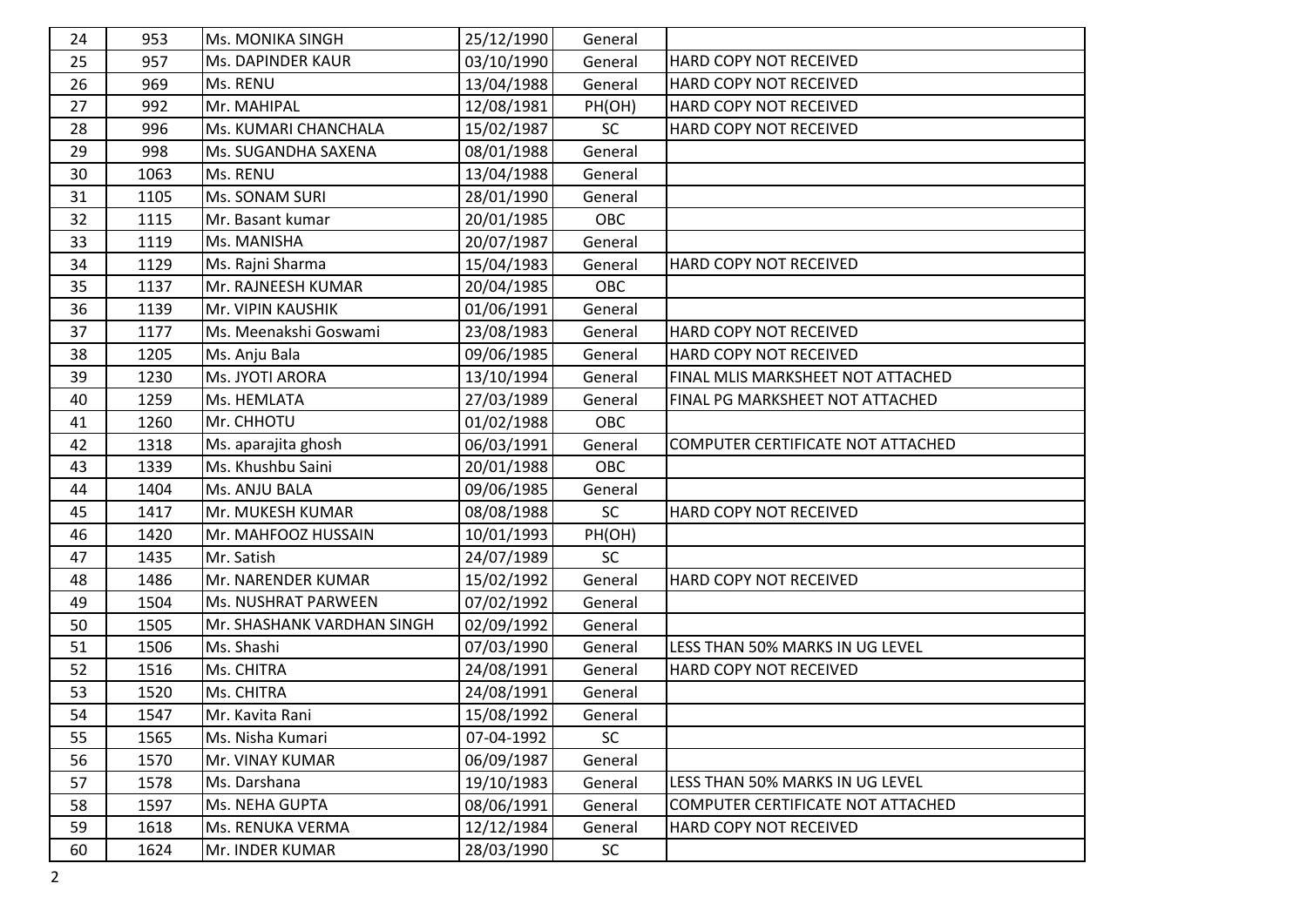| | | | | | |
|---|---|---|---|---|---|
| 24 | 953 | Ms. MONIKA SINGH | 25/12/1990 | General | |
| 25 | 957 | Ms. DAPINDER KAUR | 03/10/1990 | General | HARD COPY NOT RECEIVED |
| 26 | 969 | Ms. RENU | 13/04/1988 | General | HARD COPY NOT RECEIVED |
| 27 | 992 | Mr. MAHIPAL | 12/08/1981 | PH(OH) | HARD COPY NOT RECEIVED |
| 28 | 996 | Ms. KUMARI CHANCHALA | 15/02/1987 | SC | HARD COPY NOT RECEIVED |
| 29 | 998 | Ms. SUGANDHA SAXENA | 08/01/1988 | General | |
| 30 | 1063 | Ms. RENU | 13/04/1988 | General | |
| 31 | 1105 | Ms. SONAM SURI | 28/01/1990 | General | |
| 32 | 1115 | Mr. Basant kumar | 20/01/1985 | OBC | |
| 33 | 1119 | Ms. MANISHA | 20/07/1987 | General | |
| 34 | 1129 | Ms. Rajni Sharma | 15/04/1983 | General | HARD COPY NOT RECEIVED |
| 35 | 1137 | Mr. RAJNEESH KUMAR | 20/04/1985 | OBC | |
| 36 | 1139 | Mr. VIPIN KAUSHIK | 01/06/1991 | General | |
| 37 | 1177 | Ms. Meenakshi Goswami | 23/08/1983 | General | HARD COPY NOT RECEIVED |
| 38 | 1205 | Ms. Anju Bala | 09/06/1985 | General | HARD COPY NOT RECEIVED |
| 39 | 1230 | Ms. JYOTI ARORA | 13/10/1994 | General | FINAL MLIS MARKSHEET NOT ATTACHED |
| 40 | 1259 | Ms. HEMLATA | 27/03/1989 | General | FINAL PG MARKSHEET NOT ATTACHED |
| 41 | 1260 | Mr. CHHOTU | 01/02/1988 | OBC | |
| 42 | 1318 | Ms. aparajita ghosh | 06/03/1991 | General | COMPUTER CERTIFICATE NOT ATTACHED |
| 43 | 1339 | Ms. Khushbu Saini | 20/01/1988 | OBC | |
| 44 | 1404 | Ms. ANJU BALA | 09/06/1985 | General | |
| 45 | 1417 | Mr. MUKESH KUMAR | 08/08/1988 | SC | HARD COPY NOT RECEIVED |
| 46 | 1420 | Mr. MAHFOOZ HUSSAIN | 10/01/1993 | PH(OH) | |
| 47 | 1435 | Mr. Satish | 24/07/1989 | SC | |
| 48 | 1486 | Mr. NARENDER KUMAR | 15/02/1992 | General | HARD COPY NOT RECEIVED |
| 49 | 1504 | Ms. NUSHRAT PARWEEN | 07/02/1992 | General | |
| 50 | 1505 | Mr. SHASHANK VARDHAN SINGH | 02/09/1992 | General | |
| 51 | 1506 | Ms. Shashi | 07/03/1990 | General | LESS THAN 50% MARKS IN UG LEVEL |
| 52 | 1516 | Ms. CHITRA | 24/08/1991 | General | HARD COPY NOT RECEIVED |
| 53 | 1520 | Ms. CHITRA | 24/08/1991 | General | |
| 54 | 1547 | Mr. Kavita Rani | 15/08/1992 | General | |
| 55 | 1565 | Ms. Nisha Kumari | 07-04-1992 | SC | |
| 56 | 1570 | Mr. VINAY KUMAR | 06/09/1987 | General | |
| 57 | 1578 | Ms. Darshana | 19/10/1983 | General | LESS THAN 50% MARKS IN UG LEVEL |
| 58 | 1597 | Ms. NEHA GUPTA | 08/06/1991 | General | COMPUTER CERTIFICATE NOT ATTACHED |
| 59 | 1618 | Ms. RENUKA VERMA | 12/12/1984 | General | HARD COPY NOT RECEIVED |
| 60 | 1624 | Mr. INDER KUMAR | 28/03/1990 | SC | |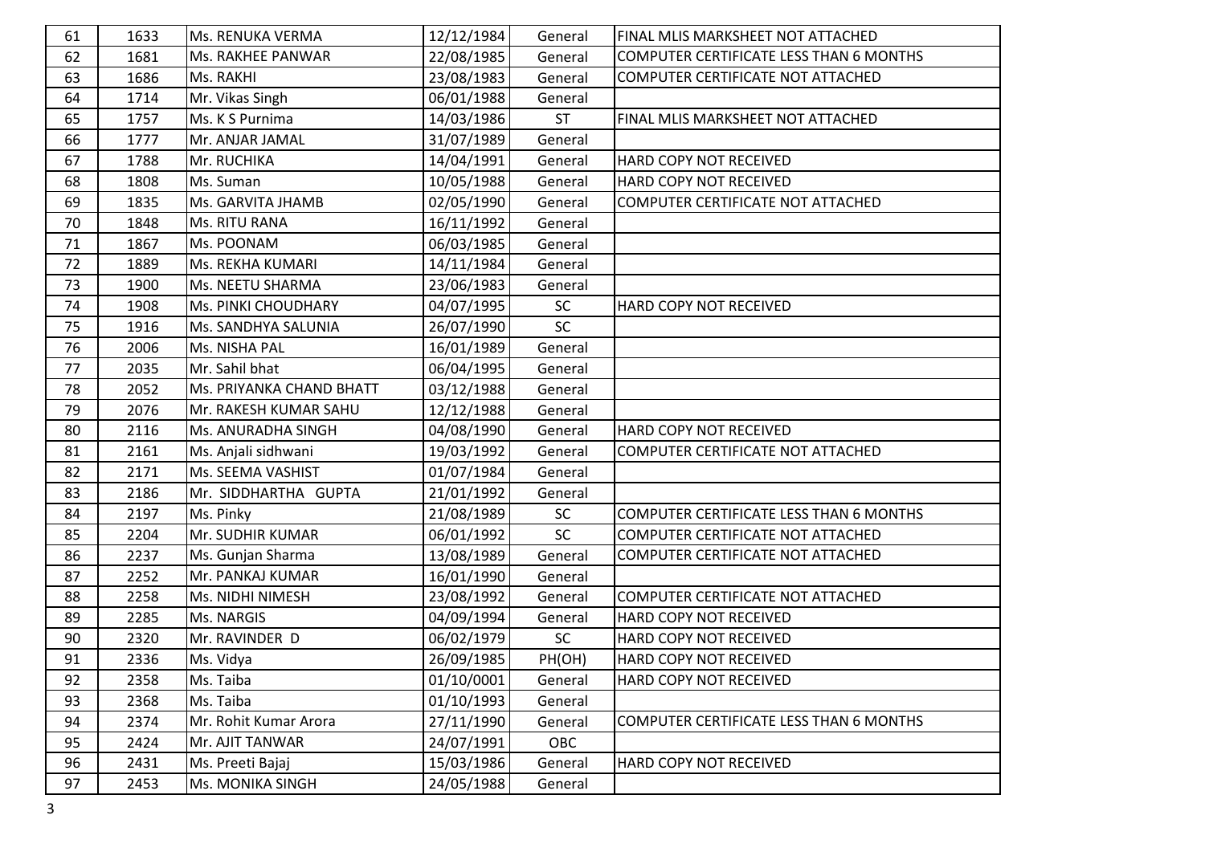| 61 | 1633 | Ms. RENUKA VERMA | 12/12/1984 | General | FINAL MLIS MARKSHEET NOT ATTACHED |
|---|---|---|---|---|---|
| 62 | 1681 | Ms. RAKHEE PANWAR | 22/08/1985 | General | COMPUTER CERTIFICATE LESS THAN 6 MONTHS |
| 63 | 1686 | Ms. RAKHI | 23/08/1983 | General | COMPUTER CERTIFICATE NOT ATTACHED |
| 64 | 1714 | Mr. Vikas Singh | 06/01/1988 | General | |
| 65 | 1757 | Ms. K S Purnima | 14/03/1986 | ST | FINAL MLIS MARKSHEET NOT ATTACHED |
| 66 | 1777 | Mr. ANJAR JAMAL | 31/07/1989 | General | |
| 67 | 1788 | Mr. RUCHIKA | 14/04/1991 | General | HARD COPY NOT RECEIVED |
| 68 | 1808 | Ms. Suman | 10/05/1988 | General | HARD COPY NOT RECEIVED |
| 69 | 1835 | Ms. GARVITA JHAMB | 02/05/1990 | General | COMPUTER CERTIFICATE NOT ATTACHED |
| 70 | 1848 | Ms. RITU RANA | 16/11/1992 | General | |
| 71 | 1867 | Ms. POONAM | 06/03/1985 | General | |
| 72 | 1889 | Ms. REKHA KUMARI | 14/11/1984 | General | |
| 73 | 1900 | Ms. NEETU SHARMA | 23/06/1983 | General | |
| 74 | 1908 | Ms. PINKI CHOUDHARY | 04/07/1995 | SC | HARD COPY NOT RECEIVED |
| 75 | 1916 | Ms. SANDHYA SALUNIA | 26/07/1990 | SC | |
| 76 | 2006 | Ms. NISHA PAL | 16/01/1989 | General | |
| 77 | 2035 | Mr. Sahil bhat | 06/04/1995 | General | |
| 78 | 2052 | Ms. PRIYANKA CHAND BHATT | 03/12/1988 | General | |
| 79 | 2076 | Mr. RAKESH KUMAR SAHU | 12/12/1988 | General | |
| 80 | 2116 | Ms. ANURADHA SINGH | 04/08/1990 | General | HARD COPY NOT RECEIVED |
| 81 | 2161 | Ms. Anjali sidhwani | 19/03/1992 | General | COMPUTER CERTIFICATE NOT ATTACHED |
| 82 | 2171 | Ms. SEEMA VASHIST | 01/07/1984 | General | |
| 83 | 2186 | Mr. SIDDHARTHA GUPTA | 21/01/1992 | General | |
| 84 | 2197 | Ms. Pinky | 21/08/1989 | SC | COMPUTER CERTIFICATE LESS THAN 6 MONTHS |
| 85 | 2204 | Mr. SUDHIR KUMAR | 06/01/1992 | SC | COMPUTER CERTIFICATE NOT ATTACHED |
| 86 | 2237 | Ms. Gunjan Sharma | 13/08/1989 | General | COMPUTER CERTIFICATE NOT ATTACHED |
| 87 | 2252 | Mr. PANKAJ KUMAR | 16/01/1990 | General | |
| 88 | 2258 | Ms. NIDHI NIMESH | 23/08/1992 | General | COMPUTER CERTIFICATE NOT ATTACHED |
| 89 | 2285 | Ms. NARGIS | 04/09/1994 | General | HARD COPY NOT RECEIVED |
| 90 | 2320 | Mr. RAVINDER D | 06/02/1979 | SC | HARD COPY NOT RECEIVED |
| 91 | 2336 | Ms. Vidya | 26/09/1985 | PH(OH) | HARD COPY NOT RECEIVED |
| 92 | 2358 | Ms. Taiba | 01/10/0001 | General | HARD COPY NOT RECEIVED |
| 93 | 2368 | Ms. Taiba | 01/10/1993 | General | |
| 94 | 2374 | Mr. Rohit Kumar Arora | 27/11/1990 | General | COMPUTER CERTIFICATE LESS THAN 6 MONTHS |
| 95 | 2424 | Mr. AJIT TANWAR | 24/07/1991 | OBC | |
| 96 | 2431 | Ms. Preeti Bajaj | 15/03/1986 | General | HARD COPY NOT RECEIVED |
| 97 | 2453 | Ms. MONIKA SINGH | 24/05/1988 | General | |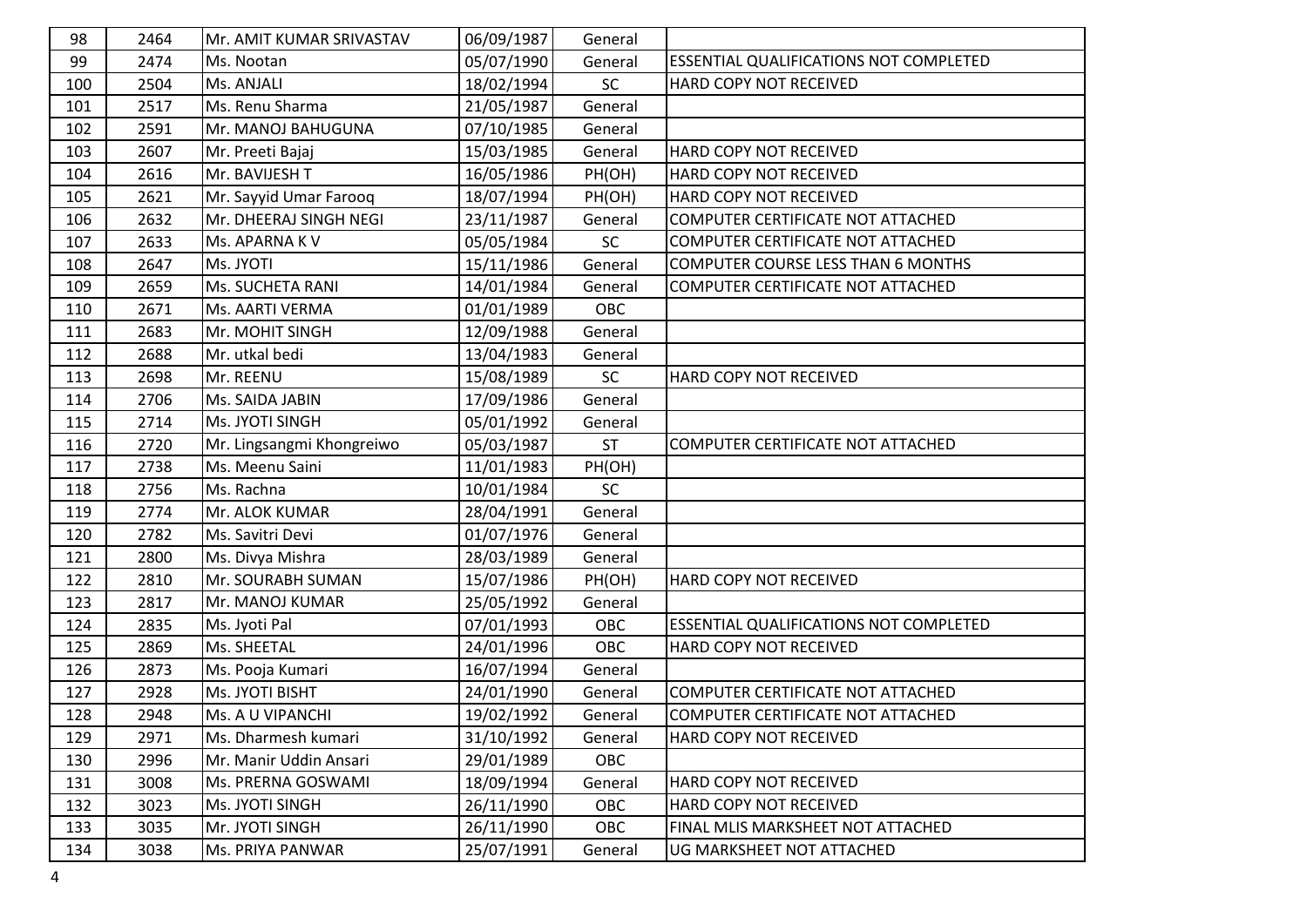| | | | | | |
|---|---|---|---|---|---|
| 98 | 2464 | Mr. AMIT KUMAR SRIVASTAV | 06/09/1987 | General | |
| 99 | 2474 | Ms. Nootan | 05/07/1990 | General | ESSENTIAL QUALIFICATIONS NOT COMPLETED |
| 100 | 2504 | Ms. ANJALI | 18/02/1994 | SC | HARD COPY NOT RECEIVED |
| 101 | 2517 | Ms. Renu Sharma | 21/05/1987 | General | |
| 102 | 2591 | Mr. MANOJ BAHUGUNA | 07/10/1985 | General | |
| 103 | 2607 | Mr. Preeti Bajaj | 15/03/1985 | General | HARD COPY NOT RECEIVED |
| 104 | 2616 | Mr. BAVIJESH T | 16/05/1986 | PH(OH) | HARD COPY NOT RECEIVED |
| 105 | 2621 | Mr. Sayyid Umar Farooq | 18/07/1994 | PH(OH) | HARD COPY NOT RECEIVED |
| 106 | 2632 | Mr. DHEERAJ SINGH NEGI | 23/11/1987 | General | COMPUTER CERTIFICATE NOT ATTACHED |
| 107 | 2633 | Ms. APARNA K V | 05/05/1984 | SC | COMPUTER CERTIFICATE NOT ATTACHED |
| 108 | 2647 | Ms. JYOTI | 15/11/1986 | General | COMPUTER COURSE LESS THAN 6 MONTHS |
| 109 | 2659 | Ms. SUCHETA RANI | 14/01/1984 | General | COMPUTER CERTIFICATE NOT ATTACHED |
| 110 | 2671 | Ms. AARTI VERMA | 01/01/1989 | OBC | |
| 111 | 2683 | Mr. MOHIT SINGH | 12/09/1988 | General | |
| 112 | 2688 | Mr. utkal bedi | 13/04/1983 | General | |
| 113 | 2698 | Mr. REENU | 15/08/1989 | SC | HARD COPY NOT RECEIVED |
| 114 | 2706 | Ms. SAIDA JABIN | 17/09/1986 | General | |
| 115 | 2714 | Ms. JYOTI SINGH | 05/01/1992 | General | |
| 116 | 2720 | Mr. Lingsangmi Khongreiwo | 05/03/1987 | ST | COMPUTER CERTIFICATE NOT ATTACHED |
| 117 | 2738 | Ms. Meenu Saini | 11/01/1983 | PH(OH) | |
| 118 | 2756 | Ms. Rachna | 10/01/1984 | SC | |
| 119 | 2774 | Mr. ALOK KUMAR | 28/04/1991 | General | |
| 120 | 2782 | Ms. Savitri Devi | 01/07/1976 | General | |
| 121 | 2800 | Ms. Divya Mishra | 28/03/1989 | General | |
| 122 | 2810 | Mr. SOURABH SUMAN | 15/07/1986 | PH(OH) | HARD COPY NOT RECEIVED |
| 123 | 2817 | Mr. MANOJ KUMAR | 25/05/1992 | General | |
| 124 | 2835 | Ms. Jyoti Pal | 07/01/1993 | OBC | ESSENTIAL QUALIFICATIONS NOT COMPLETED |
| 125 | 2869 | Ms. SHEETAL | 24/01/1996 | OBC | HARD COPY NOT RECEIVED |
| 126 | 2873 | Ms. Pooja Kumari | 16/07/1994 | General | |
| 127 | 2928 | Ms. JYOTI BISHT | 24/01/1990 | General | COMPUTER CERTIFICATE NOT ATTACHED |
| 128 | 2948 | Ms. A U VIPANCHI | 19/02/1992 | General | COMPUTER CERTIFICATE NOT ATTACHED |
| 129 | 2971 | Ms. Dharmesh kumari | 31/10/1992 | General | HARD COPY NOT RECEIVED |
| 130 | 2996 | Mr. Manir Uddin Ansari | 29/01/1989 | OBC | |
| 131 | 3008 | Ms. PRERNA GOSWAMI | 18/09/1994 | General | HARD COPY NOT RECEIVED |
| 132 | 3023 | Ms. JYOTI SINGH | 26/11/1990 | OBC | HARD COPY NOT RECEIVED |
| 133 | 3035 | Mr. JYOTI SINGH | 26/11/1990 | OBC | FINAL MLIS MARKSHEET NOT ATTACHED |
| 134 | 3038 | Ms. PRIYA PANWAR | 25/07/1991 | General | UG MARKSHEET NOT ATTACHED |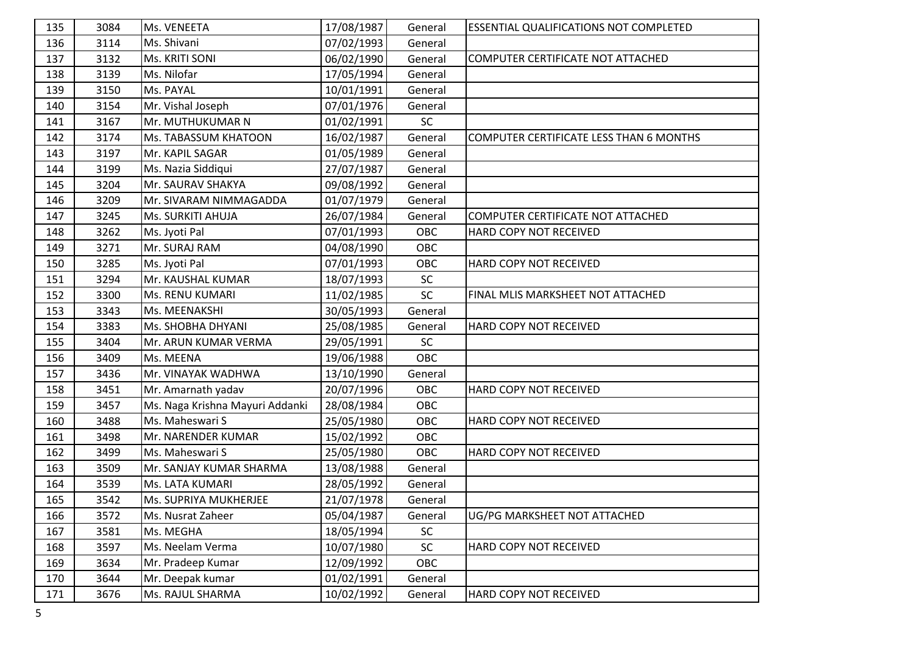| 135 | 3084 | Ms. VENEETA | 17/08/1987 | General | ESSENTIAL QUALIFICATIONS NOT COMPLETED |
|---|---|---|---|---|---|
| 136 | 3114 | Ms. Shivani | 07/02/1993 | General | |
| 137 | 3132 | Ms. KRITI SONI | 06/02/1990 | General | COMPUTER CERTIFICATE NOT ATTACHED |
| 138 | 3139 | Ms. Nilofar | 17/05/1994 | General | |
| 139 | 3150 | Ms. PAYAL | 10/01/1991 | General | |
| 140 | 3154 | Mr. Vishal Joseph | 07/01/1976 | General | |
| 141 | 3167 | Mr. MUTHUKUMAR N | 01/02/1991 | SC | |
| 142 | 3174 | Ms. TABASSUM KHATOON | 16/02/1987 | General | COMPUTER CERTIFICATE LESS THAN 6 MONTHS |
| 143 | 3197 | Mr. KAPIL SAGAR | 01/05/1989 | General | |
| 144 | 3199 | Ms. Nazia Siddiqui | 27/07/1987 | General | |
| 145 | 3204 | Mr. SAURAV SHAKYA | 09/08/1992 | General | |
| 146 | 3209 | Mr. SIVARAM NIMMAGADDA | 01/07/1979 | General | |
| 147 | 3245 | Ms. SURKITI AHUJA | 26/07/1984 | General | COMPUTER CERTIFICATE NOT ATTACHED |
| 148 | 3262 | Ms. Jyoti Pal | 07/01/1993 | OBC | HARD COPY NOT RECEIVED |
| 149 | 3271 | Mr. SURAJ RAM | 04/08/1990 | OBC | |
| 150 | 3285 | Ms. Jyoti Pal | 07/01/1993 | OBC | HARD COPY NOT RECEIVED |
| 151 | 3294 | Mr. KAUSHAL KUMAR | 18/07/1993 | SC | |
| 152 | 3300 | Ms. RENU KUMARI | 11/02/1985 | SC | FINAL MLIS MARKSHEET NOT ATTACHED |
| 153 | 3343 | Ms. MEENAKSHI | 30/05/1993 | General | |
| 154 | 3383 | Ms. SHOBHA DHYANI | 25/08/1985 | General | HARD COPY NOT RECEIVED |
| 155 | 3404 | Mr. ARUN KUMAR VERMA | 29/05/1991 | SC | |
| 156 | 3409 | Ms. MEENA | 19/06/1988 | OBC | |
| 157 | 3436 | Mr. VINAYAK WADHWA | 13/10/1990 | General | |
| 158 | 3451 | Mr. Amarnath yadav | 20/07/1996 | OBC | HARD COPY NOT RECEIVED |
| 159 | 3457 | Ms. Naga Krishna Mayuri Addanki | 28/08/1984 | OBC | |
| 160 | 3488 | Ms. Maheswari S | 25/05/1980 | OBC | HARD COPY NOT RECEIVED |
| 161 | 3498 | Mr. NARENDER KUMAR | 15/02/1992 | OBC | |
| 162 | 3499 | Ms. Maheswari S | 25/05/1980 | OBC | HARD COPY NOT RECEIVED |
| 163 | 3509 | Mr. SANJAY KUMAR SHARMA | 13/08/1988 | General | |
| 164 | 3539 | Ms. LATA KUMARI | 28/05/1992 | General | |
| 165 | 3542 | Ms. SUPRIYA MUKHERJEE | 21/07/1978 | General | |
| 166 | 3572 | Ms. Nusrat Zaheer | 05/04/1987 | General | UG/PG MARKSHEET NOT ATTACHED |
| 167 | 3581 | Ms. MEGHA | 18/05/1994 | SC | |
| 168 | 3597 | Ms. Neelam Verma | 10/07/1980 | SC | HARD COPY NOT RECEIVED |
| 169 | 3634 | Mr. Pradeep Kumar | 12/09/1992 | OBC | |
| 170 | 3644 | Mr. Deepak kumar | 01/02/1991 | General | |
| 171 | 3676 | Ms. RAJUL SHARMA | 10/02/1992 | General | HARD COPY NOT RECEIVED |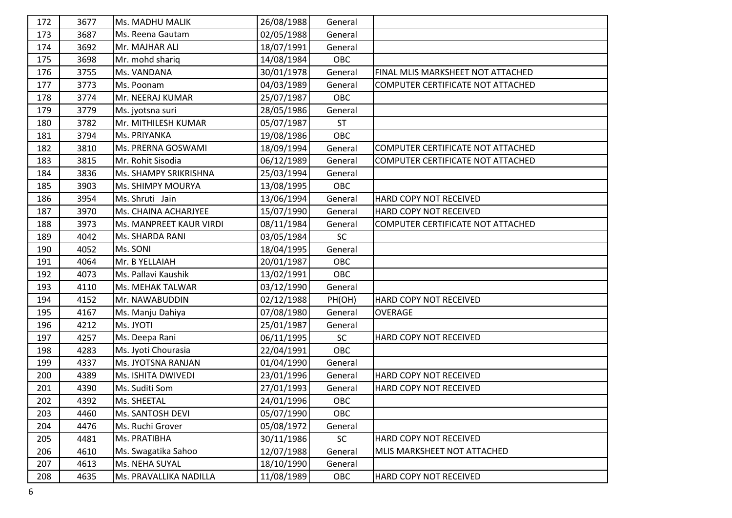| 172 | 3677 | Ms. MADHU MALIK | 26/08/1988 | General | |
|---|---|---|---|---|---|
| 173 | 3687 | Ms. Reena Gautam | 02/05/1988 | General | |
| 174 | 3692 | Mr. MAJHAR ALI | 18/07/1991 | General | |
| 175 | 3698 | Mr. mohd shariq | 14/08/1984 | OBC | |
| 176 | 3755 | Ms. VANDANA | 30/01/1978 | General | FINAL MLIS MARKSHEET NOT ATTACHED |
| 177 | 3773 | Ms. Poonam | 04/03/1989 | General | COMPUTER CERTIFICATE NOT ATTACHED |
| 178 | 3774 | Mr. NEERAJ KUMAR | 25/07/1987 | OBC | |
| 179 | 3779 | Ms. jyotsna suri | 28/05/1986 | General | |
| 180 | 3782 | Mr. MITHILESH KUMAR | 05/07/1987 | ST | |
| 181 | 3794 | Ms. PRIYANKA | 19/08/1986 | OBC | |
| 182 | 3810 | Ms. PRERNA GOSWAMI | 18/09/1994 | General | COMPUTER CERTIFICATE NOT ATTACHED |
| 183 | 3815 | Mr. Rohit Sisodia | 06/12/1989 | General | COMPUTER CERTIFICATE NOT ATTACHED |
| 184 | 3836 | Ms. SHAMPY SRIKRISHNA | 25/03/1994 | General | |
| 185 | 3903 | Ms. SHIMPY MOURYA | 13/08/1995 | OBC | |
| 186 | 3954 | Ms. Shruti Jain | 13/06/1994 | General | HARD COPY NOT RECEIVED |
| 187 | 3970 | Ms. CHAINA ACHARJYEE | 15/07/1990 | General | HARD COPY NOT RECEIVED |
| 188 | 3973 | Ms. MANPREET KAUR VIRDI | 08/11/1984 | General | COMPUTER CERTIFICATE NOT ATTACHED |
| 189 | 4042 | Ms. SHARDA RANI | 03/05/1984 | SC | |
| 190 | 4052 | Ms. SONI | 18/04/1995 | General | |
| 191 | 4064 | Mr. B YELLAIAH | 20/01/1987 | OBC | |
| 192 | 4073 | Ms. Pallavi Kaushik | 13/02/1991 | OBC | |
| 193 | 4110 | Ms. MEHAK TALWAR | 03/12/1990 | General | |
| 194 | 4152 | Mr. NAWABUDDIN | 02/12/1988 | PH(OH) | HARD COPY NOT RECEIVED |
| 195 | 4167 | Ms. Manju Dahiya | 07/08/1980 | General | OVERAGE |
| 196 | 4212 | Ms. JYOTI | 25/01/1987 | General | |
| 197 | 4257 | Ms. Deepa Rani | 06/11/1995 | SC | HARD COPY NOT RECEIVED |
| 198 | 4283 | Ms. Jyoti Chourasia | 22/04/1991 | OBC | |
| 199 | 4337 | Ms. JYOTSNA RANJAN | 01/04/1990 | General | |
| 200 | 4389 | Ms. ISHITA DWIVEDI | 23/01/1996 | General | HARD COPY NOT RECEIVED |
| 201 | 4390 | Ms. Suditi Som | 27/01/1993 | General | HARD COPY NOT RECEIVED |
| 202 | 4392 | Ms. SHEETAL | 24/01/1996 | OBC | |
| 203 | 4460 | Ms. SANTOSH DEVI | 05/07/1990 | OBC | |
| 204 | 4476 | Ms. Ruchi Grover | 05/08/1972 | General | |
| 205 | 4481 | Ms. PRATIBHA | 30/11/1986 | SC | HARD COPY NOT RECEIVED |
| 206 | 4610 | Ms. Swagatika Sahoo | 12/07/1988 | General | MLIS MARKSHEET NOT ATTACHED |
| 207 | 4613 | Ms. NEHA SUYAL | 18/10/1990 | General | |
| 208 | 4635 | Ms. PRAVALLIKA NADILLA | 11/08/1989 | OBC | HARD COPY NOT RECEIVED |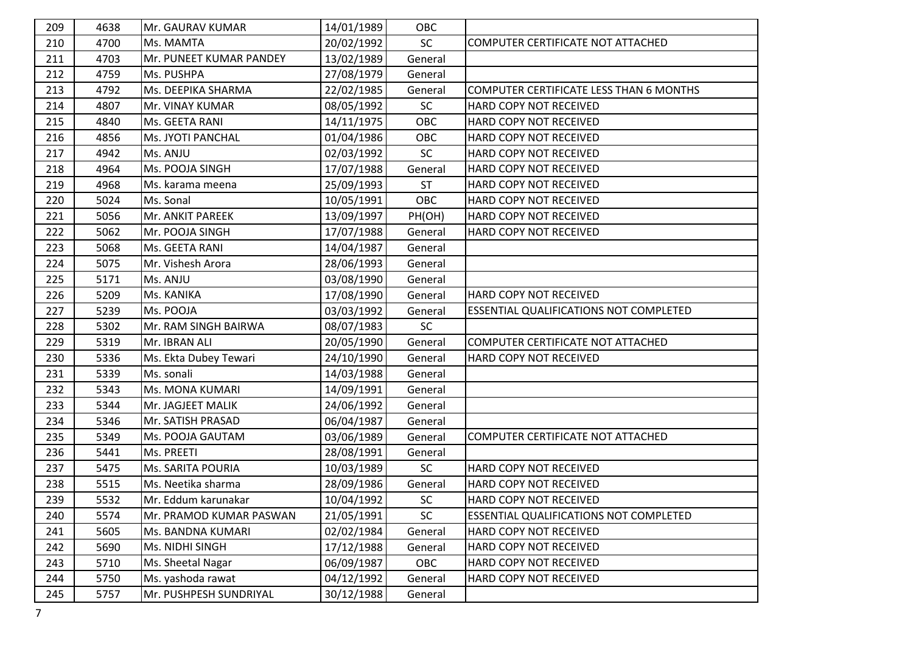| 209 | 4638 | Mr. GAURAV KUMAR | 14/01/1989 | OBC | |
|---|---|---|---|---|---|
| 210 | 4700 | Ms. MAMTA | 20/02/1992 | SC | COMPUTER CERTIFICATE NOT ATTACHED |
| 211 | 4703 | Mr. PUNEET KUMAR PANDEY | 13/02/1989 | General | |
| 212 | 4759 | Ms. PUSHPA | 27/08/1979 | General | |
| 213 | 4792 | Ms. DEEPIKA SHARMA | 22/02/1985 | General | COMPUTER CERTIFICATE LESS THAN 6 MONTHS |
| 214 | 4807 | Mr. VINAY KUMAR | 08/05/1992 | SC | HARD COPY NOT RECEIVED |
| 215 | 4840 | Ms. GEETA RANI | 14/11/1975 | OBC | HARD COPY NOT RECEIVED |
| 216 | 4856 | Ms. JYOTI PANCHAL | 01/04/1986 | OBC | HARD COPY NOT RECEIVED |
| 217 | 4942 | Ms. ANJU | 02/03/1992 | SC | HARD COPY NOT RECEIVED |
| 218 | 4964 | Ms. POOJA SINGH | 17/07/1988 | General | HARD COPY NOT RECEIVED |
| 219 | 4968 | Ms. karama meena | 25/09/1993 | ST | HARD COPY NOT RECEIVED |
| 220 | 5024 | Ms. Sonal | 10/05/1991 | OBC | HARD COPY NOT RECEIVED |
| 221 | 5056 | Mr. ANKIT PAREEK | 13/09/1997 | PH(OH) | HARD COPY NOT RECEIVED |
| 222 | 5062 | Mr. POOJA SINGH | 17/07/1988 | General | HARD COPY NOT RECEIVED |
| 223 | 5068 | Ms. GEETA RANI | 14/04/1987 | General | |
| 224 | 5075 | Mr. Vishesh Arora | 28/06/1993 | General | |
| 225 | 5171 | Ms. ANJU | 03/08/1990 | General | |
| 226 | 5209 | Ms. KANIKA | 17/08/1990 | General | HARD COPY NOT RECEIVED |
| 227 | 5239 | Ms. POOJA | 03/03/1992 | General | ESSENTIAL QUALIFICATIONS NOT COMPLETED |
| 228 | 5302 | Mr. RAM SINGH BAIRWA | 08/07/1983 | SC | |
| 229 | 5319 | Mr. IBRAN ALI | 20/05/1990 | General | COMPUTER CERTIFICATE NOT ATTACHED |
| 230 | 5336 | Ms. Ekta Dubey Tewari | 24/10/1990 | General | HARD COPY NOT RECEIVED |
| 231 | 5339 | Ms. sonali | 14/03/1988 | General | |
| 232 | 5343 | Ms. MONA KUMARI | 14/09/1991 | General | |
| 233 | 5344 | Mr. JAGJEET MALIK | 24/06/1992 | General | |
| 234 | 5346 | Mr. SATISH PRASAD | 06/04/1987 | General | |
| 235 | 5349 | Ms. POOJA GAUTAM | 03/06/1989 | General | COMPUTER CERTIFICATE NOT ATTACHED |
| 236 | 5441 | Ms. PREETI | 28/08/1991 | General | |
| 237 | 5475 | Ms. SARITA POURIA | 10/03/1989 | SC | HARD COPY NOT RECEIVED |
| 238 | 5515 | Ms. Neetika sharma | 28/09/1986 | General | HARD COPY NOT RECEIVED |
| 239 | 5532 | Mr. Eddum karunakar | 10/04/1992 | SC | HARD COPY NOT RECEIVED |
| 240 | 5574 | Mr. PRAMOD KUMAR PASWAN | 21/05/1991 | SC | ESSENTIAL QUALIFICATIONS NOT COMPLETED |
| 241 | 5605 | Ms. BANDNA KUMARI | 02/02/1984 | General | HARD COPY NOT RECEIVED |
| 242 | 5690 | Ms. NIDHI SINGH | 17/12/1988 | General | HARD COPY NOT RECEIVED |
| 243 | 5710 | Ms. Sheetal Nagar | 06/09/1987 | OBC | HARD COPY NOT RECEIVED |
| 244 | 5750 | Ms. yashoda rawat | 04/12/1992 | General | HARD COPY NOT RECEIVED |
| 245 | 5757 | Mr. PUSHPESH SUNDRIYAL | 30/12/1988 | General | |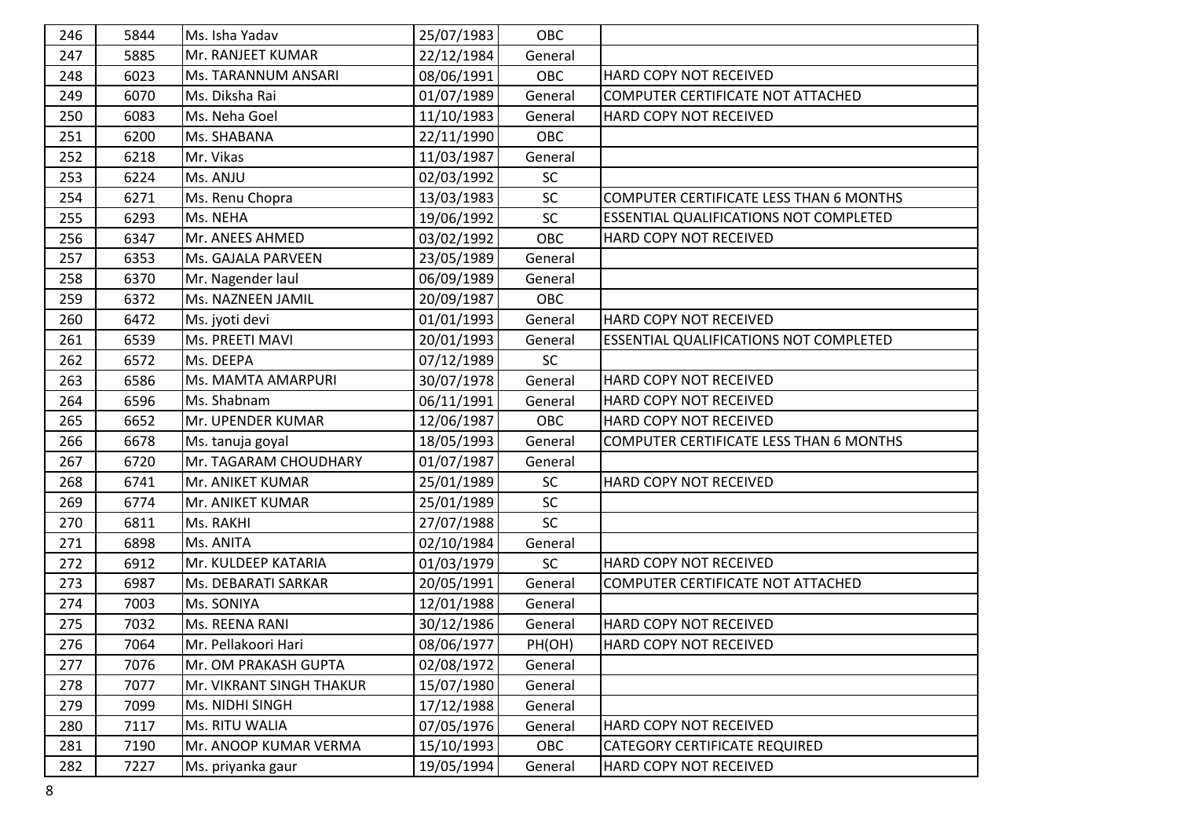| | | | | | |
|---|---|---|---|---|---|
| 246 | 5844 | Ms. Isha Yadav | 25/07/1983 | OBC | |
| 247 | 5885 | Mr. RANJEET KUMAR | 22/12/1984 | General | |
| 248 | 6023 | Ms. TARANNUM ANSARI | 08/06/1991 | OBC | HARD COPY NOT RECEIVED |
| 249 | 6070 | Ms. Diksha Rai | 01/07/1989 | General | COMPUTER CERTIFICATE NOT ATTACHED |
| 250 | 6083 | Ms. Neha Goel | 11/10/1983 | General | HARD COPY NOT RECEIVED |
| 251 | 6200 | Ms. SHABANA | 22/11/1990 | OBC | |
| 252 | 6218 | Mr. Vikas | 11/03/1987 | General | |
| 253 | 6224 | Ms. ANJU | 02/03/1992 | SC | |
| 254 | 6271 | Ms. Renu Chopra | 13/03/1983 | SC | COMPUTER CERTIFICATE LESS THAN 6 MONTHS |
| 255 | 6293 | Ms. NEHA | 19/06/1992 | SC | ESSENTIAL QUALIFICATIONS NOT COMPLETED |
| 256 | 6347 | Mr. ANEES AHMED | 03/02/1992 | OBC | HARD COPY NOT RECEIVED |
| 257 | 6353 | Ms. GAJALA PARVEEN | 23/05/1989 | General | |
| 258 | 6370 | Mr. Nagender laul | 06/09/1989 | General | |
| 259 | 6372 | Ms. NAZNEEN JAMIL | 20/09/1987 | OBC | |
| 260 | 6472 | Ms. jyoti devi | 01/01/1993 | General | HARD COPY NOT RECEIVED |
| 261 | 6539 | Ms. PREETI MAVI | 20/01/1993 | General | ESSENTIAL QUALIFICATIONS NOT COMPLETED |
| 262 | 6572 | Ms. DEEPA | 07/12/1989 | SC | |
| 263 | 6586 | Ms. MAMTA AMARPURI | 30/07/1978 | General | HARD COPY NOT RECEIVED |
| 264 | 6596 | Ms. Shabnam | 06/11/1991 | General | HARD COPY NOT RECEIVED |
| 265 | 6652 | Mr. UPENDER KUMAR | 12/06/1987 | OBC | HARD COPY NOT RECEIVED |
| 266 | 6678 | Ms. tanuja goyal | 18/05/1993 | General | COMPUTER CERTIFICATE LESS THAN 6 MONTHS |
| 267 | 6720 | Mr. TAGARAM CHOUDHARY | 01/07/1987 | General | |
| 268 | 6741 | Mr. ANIKET KUMAR | 25/01/1989 | SC | HARD COPY NOT RECEIVED |
| 269 | 6774 | Mr. ANIKET KUMAR | 25/01/1989 | SC | |
| 270 | 6811 | Ms. RAKHI | 27/07/1988 | SC | |
| 271 | 6898 | Ms. ANITA | 02/10/1984 | General | |
| 272 | 6912 | Mr. KULDEEP KATARIA | 01/03/1979 | SC | HARD COPY NOT RECEIVED |
| 273 | 6987 | Ms. DEBARATI SARKAR | 20/05/1991 | General | COMPUTER CERTIFICATE NOT ATTACHED |
| 274 | 7003 | Ms. SONIYA | 12/01/1988 | General | |
| 275 | 7032 | Ms. REENA RANI | 30/12/1986 | General | HARD COPY NOT RECEIVED |
| 276 | 7064 | Mr. Pellakoori Hari | 08/06/1977 | PH(OH) | HARD COPY NOT RECEIVED |
| 277 | 7076 | Mr. OM PRAKASH GUPTA | 02/08/1972 | General | |
| 278 | 7077 | Mr. VIKRANT SINGH THAKUR | 15/07/1980 | General | |
| 279 | 7099 | Ms. NIDHI SINGH | 17/12/1988 | General | |
| 280 | 7117 | Ms. RITU WALIA | 07/05/1976 | General | HARD COPY NOT RECEIVED |
| 281 | 7190 | Mr. ANOOP KUMAR VERMA | 15/10/1993 | OBC | CATEGORY CERTIFICATE REQUIRED |
| 282 | 7227 | Ms. priyanka gaur | 19/05/1994 | General | HARD COPY NOT RECEIVED |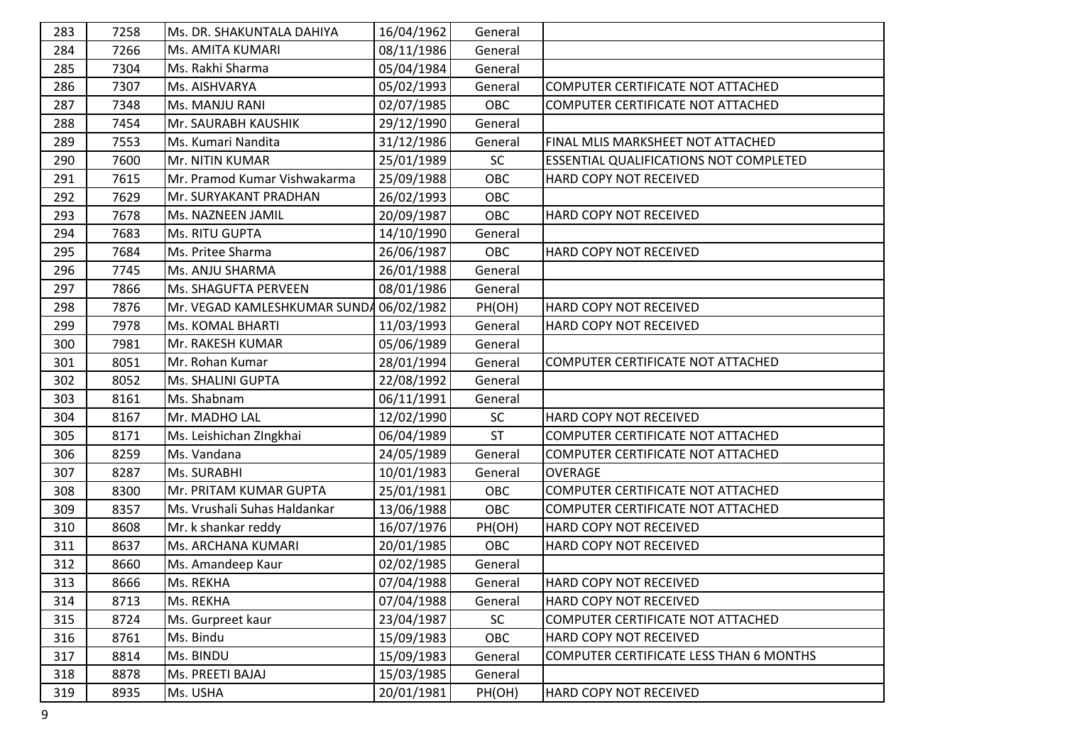| | | | | | |
|---|---|---|---|---|---|
| 283 | 7258 | Ms. DR. SHAKUNTALA DAHIYA | 16/04/1962 | General | |
| 284 | 7266 | Ms. AMITA KUMARI | 08/11/1986 | General | |
| 285 | 7304 | Ms. Rakhi Sharma | 05/04/1984 | General | |
| 286 | 7307 | Ms. AISHVARYA | 05/02/1993 | General | COMPUTER CERTIFICATE NOT ATTACHED |
| 287 | 7348 | Ms. MANJU RANI | 02/07/1985 | OBC | COMPUTER CERTIFICATE NOT ATTACHED |
| 288 | 7454 | Mr. SAURABH KAUSHIK | 29/12/1990 | General | |
| 289 | 7553 | Ms. Kumari Nandita | 31/12/1986 | General | FINAL MLIS MARKSHEET NOT ATTACHED |
| 290 | 7600 | Mr. NITIN KUMAR | 25/01/1989 | SC | ESSENTIAL QUALIFICATIONS NOT COMPLETED |
| 291 | 7615 | Mr. Pramod Kumar Vishwakarma | 25/09/1988 | OBC | HARD COPY NOT RECEIVED |
| 292 | 7629 | Mr. SURYAKANT PRADHAN | 26/02/1993 | OBC | |
| 293 | 7678 | Ms. NAZNEEN JAMIL | 20/09/1987 | OBC | HARD COPY NOT RECEIVED |
| 294 | 7683 | Ms. RITU GUPTA | 14/10/1990 | General | |
| 295 | 7684 | Ms. Pritee Sharma | 26/06/1987 | OBC | HARD COPY NOT RECEIVED |
| 296 | 7745 | Ms. ANJU SHARMA | 26/01/1988 | General | |
| 297 | 7866 | Ms. SHAGUFTA PERVEEN | 08/01/1986 | General | |
| 298 | 7876 | Mr. VEGAD KAMLESHKUMAR SUNDA | 06/02/1982 | PH(OH) | HARD COPY NOT RECEIVED |
| 299 | 7978 | Ms. KOMAL BHARTI | 11/03/1993 | General | HARD COPY NOT RECEIVED |
| 300 | 7981 | Mr. RAKESH KUMAR | 05/06/1989 | General | |
| 301 | 8051 | Mr. Rohan Kumar | 28/01/1994 | General | COMPUTER CERTIFICATE NOT ATTACHED |
| 302 | 8052 | Ms. SHALINI GUPTA | 22/08/1992 | General | |
| 303 | 8161 | Ms. Shabnam | 06/11/1991 | General | |
| 304 | 8167 | Mr. MADHO LAL | 12/02/1990 | SC | HARD COPY NOT RECEIVED |
| 305 | 8171 | Ms. Leishichan ZIngkhai | 06/04/1989 | ST | COMPUTER CERTIFICATE NOT ATTACHED |
| 306 | 8259 | Ms. Vandana | 24/05/1989 | General | COMPUTER CERTIFICATE NOT ATTACHED |
| 307 | 8287 | Ms. SURABHI | 10/01/1983 | General | OVERAGE |
| 308 | 8300 | Mr. PRITAM KUMAR GUPTA | 25/01/1981 | OBC | COMPUTER CERTIFICATE NOT ATTACHED |
| 309 | 8357 | Ms. Vrushali Suhas Haldankar | 13/06/1988 | OBC | COMPUTER CERTIFICATE NOT ATTACHED |
| 310 | 8608 | Mr. k shankar reddy | 16/07/1976 | PH(OH) | HARD COPY NOT RECEIVED |
| 311 | 8637 | Ms. ARCHANA KUMARI | 20/01/1985 | OBC | HARD COPY NOT RECEIVED |
| 312 | 8660 | Ms. Amandeep Kaur | 02/02/1985 | General | |
| 313 | 8666 | Ms. REKHA | 07/04/1988 | General | HARD COPY NOT RECEIVED |
| 314 | 8713 | Ms. REKHA | 07/04/1988 | General | HARD COPY NOT RECEIVED |
| 315 | 8724 | Ms. Gurpreet kaur | 23/04/1987 | SC | COMPUTER CERTIFICATE NOT ATTACHED |
| 316 | 8761 | Ms. Bindu | 15/09/1983 | OBC | HARD COPY NOT RECEIVED |
| 317 | 8814 | Ms. BINDU | 15/09/1983 | General | COMPUTER CERTIFICATE LESS THAN 6 MONTHS |
| 318 | 8878 | Ms. PREETI BAJAJ | 15/03/1985 | General | |
| 319 | 8935 | Ms. USHA | 20/01/1981 | PH(OH) | HARD COPY NOT RECEIVED |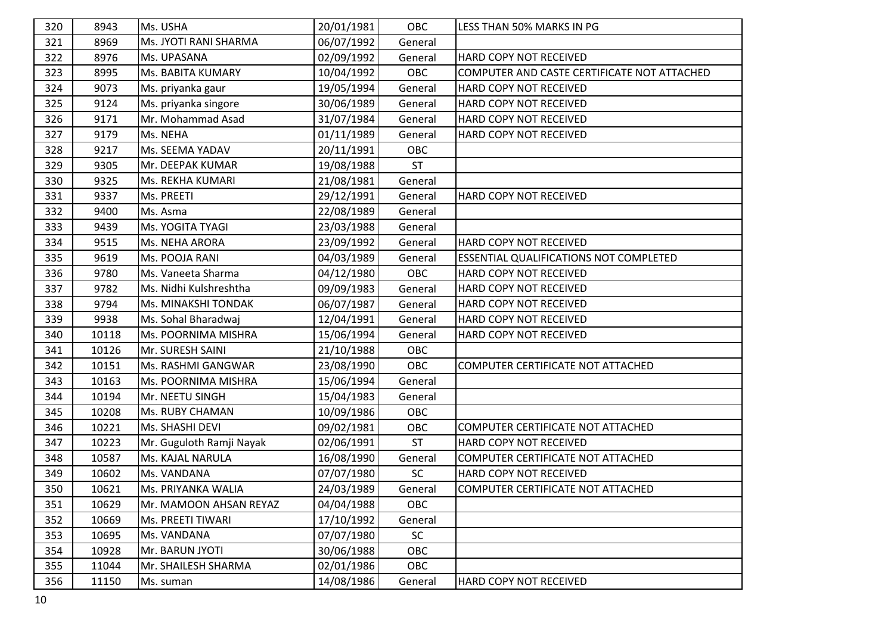| | | | | | |
|---|---|---|---|---|---|
| 320 | 8943 | Ms. USHA | 20/01/1981 | OBC | LESS THAN 50% MARKS IN PG |
| 321 | 8969 | Ms. JYOTI RANI SHARMA | 06/07/1992 | General | |
| 322 | 8976 | Ms. UPASANA | 02/09/1992 | General | HARD COPY NOT RECEIVED |
| 323 | 8995 | Ms. BABITA KUMARY | 10/04/1992 | OBC | COMPUTER AND CASTE CERTIFICATE NOT ATTACHED |
| 324 | 9073 | Ms. priyanka gaur | 19/05/1994 | General | HARD COPY NOT RECEIVED |
| 325 | 9124 | Ms. priyanka singore | 30/06/1989 | General | HARD COPY NOT RECEIVED |
| 326 | 9171 | Mr. Mohammad Asad | 31/07/1984 | General | HARD COPY NOT RECEIVED |
| 327 | 9179 | Ms. NEHA | 01/11/1989 | General | HARD COPY NOT RECEIVED |
| 328 | 9217 | Ms. SEEMA YADAV | 20/11/1991 | OBC | |
| 329 | 9305 | Mr. DEEPAK KUMAR | 19/08/1988 | ST | |
| 330 | 9325 | Ms. REKHA KUMARI | 21/08/1981 | General | |
| 331 | 9337 | Ms. PREETI | 29/12/1991 | General | HARD COPY NOT RECEIVED |
| 332 | 9400 | Ms. Asma | 22/08/1989 | General | |
| 333 | 9439 | Ms. YOGITA TYAGI | 23/03/1988 | General | |
| 334 | 9515 | Ms. NEHA ARORA | 23/09/1992 | General | HARD COPY NOT RECEIVED |
| 335 | 9619 | Ms. POOJA RANI | 04/03/1989 | General | ESSENTIAL QUALIFICATIONS NOT COMPLETED |
| 336 | 9780 | Ms. Vaneeta Sharma | 04/12/1980 | OBC | HARD COPY NOT RECEIVED |
| 337 | 9782 | Ms. Nidhi Kulshreshtha | 09/09/1983 | General | HARD COPY NOT RECEIVED |
| 338 | 9794 | Ms. MINAKSHI TONDAK | 06/07/1987 | General | HARD COPY NOT RECEIVED |
| 339 | 9938 | Ms. Sohal Bharadwaj | 12/04/1991 | General | HARD COPY NOT RECEIVED |
| 340 | 10118 | Ms. POORNIMA MISHRA | 15/06/1994 | General | HARD COPY NOT RECEIVED |
| 341 | 10126 | Mr. SURESH SAINI | 21/10/1988 | OBC | |
| 342 | 10151 | Ms. RASHMI GANGWAR | 23/08/1990 | OBC | COMPUTER CERTIFICATE NOT ATTACHED |
| 343 | 10163 | Ms. POORNIMA MISHRA | 15/06/1994 | General | |
| 344 | 10194 | Mr. NEETU SINGH | 15/04/1983 | General | |
| 345 | 10208 | Ms. RUBY CHAMAN | 10/09/1986 | OBC | |
| 346 | 10221 | Ms. SHASHI DEVI | 09/02/1981 | OBC | COMPUTER CERTIFICATE NOT ATTACHED |
| 347 | 10223 | Mr. Guguloth Ramji Nayak | 02/06/1991 | ST | HARD COPY NOT RECEIVED |
| 348 | 10587 | Ms. KAJAL NARULA | 16/08/1990 | General | COMPUTER CERTIFICATE NOT ATTACHED |
| 349 | 10602 | Ms. VANDANA | 07/07/1980 | SC | HARD COPY NOT RECEIVED |
| 350 | 10621 | Ms. PRIYANKA WALIA | 24/03/1989 | General | COMPUTER CERTIFICATE NOT ATTACHED |
| 351 | 10629 | Mr. MAMOON AHSAN REYAZ | 04/04/1988 | OBC | |
| 352 | 10669 | Ms. PREETI TIWARI | 17/10/1992 | General | |
| 353 | 10695 | Ms. VANDANA | 07/07/1980 | SC | |
| 354 | 10928 | Mr. BARUN JYOTI | 30/06/1988 | OBC | |
| 355 | 11044 | Mr. SHAILESH SHARMA | 02/01/1986 | OBC | |
| 356 | 11150 | Ms. suman | 14/08/1986 | General | HARD COPY NOT RECEIVED |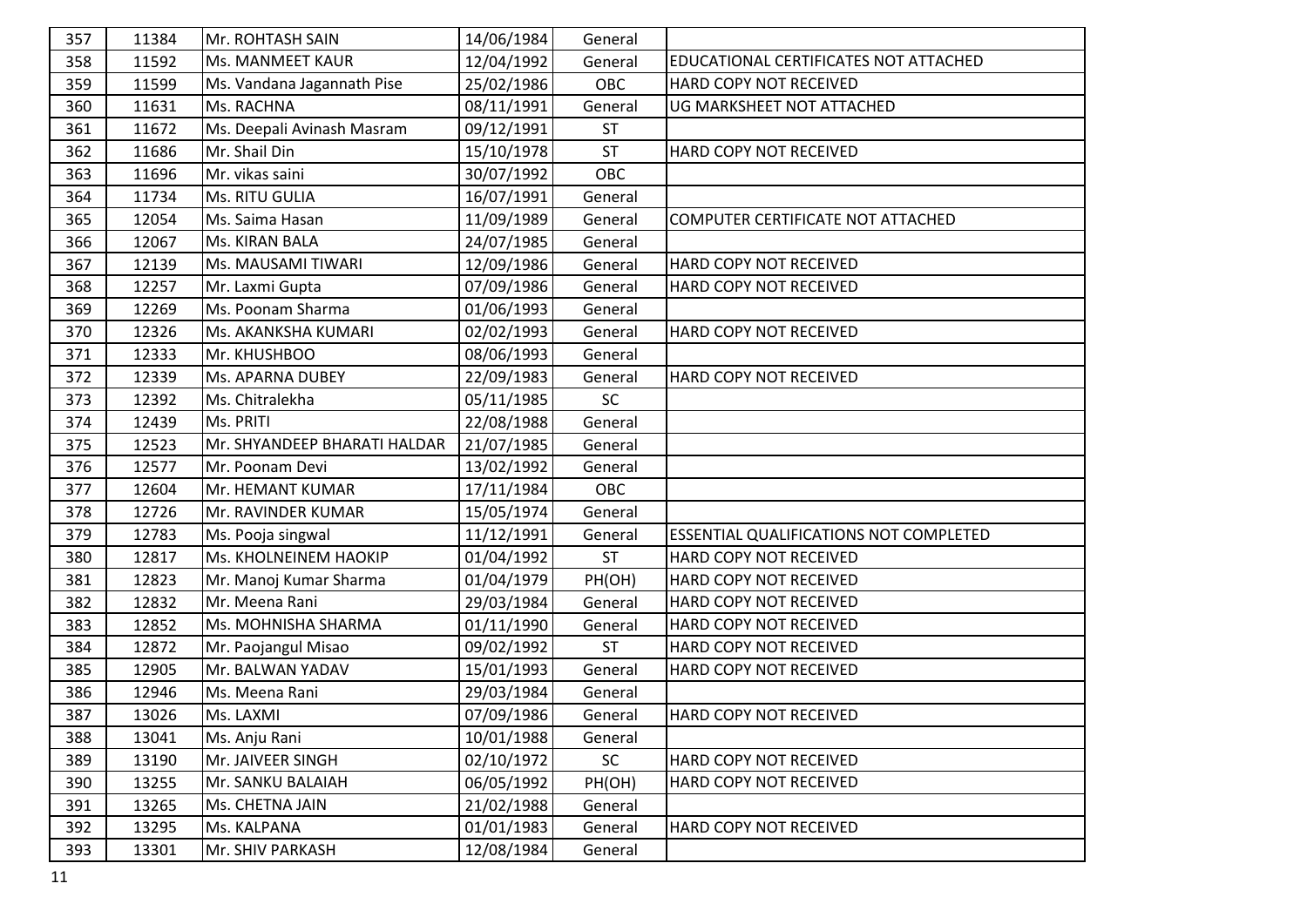| 357 | 11384 | Mr. ROHTASH SAIN | 14/06/1984 | General | |
|---|---|---|---|---|---|
| 358 | 11592 | Ms. MANMEET KAUR | 12/04/1992 | General | EDUCATIONAL CERTIFICATES NOT ATTACHED |
| 359 | 11599 | Ms. Vandana Jagannath Pise | 25/02/1986 | OBC | HARD COPY NOT RECEIVED |
| 360 | 11631 | Ms. RACHNA | 08/11/1991 | General | UG MARKSHEET NOT ATTACHED |
| 361 | 11672 | Ms. Deepali Avinash Masram | 09/12/1991 | ST | |
| 362 | 11686 | Mr. Shail Din | 15/10/1978 | ST | HARD COPY NOT RECEIVED |
| 363 | 11696 | Mr. vikas saini | 30/07/1992 | OBC | |
| 364 | 11734 | Ms. RITU GULIA | 16/07/1991 | General | |
| 365 | 12054 | Ms. Saima Hasan | 11/09/1989 | General | COMPUTER CERTIFICATE NOT ATTACHED |
| 366 | 12067 | Ms. KIRAN BALA | 24/07/1985 | General | |
| 367 | 12139 | Ms. MAUSAMI TIWARI | 12/09/1986 | General | HARD COPY NOT RECEIVED |
| 368 | 12257 | Mr. Laxmi Gupta | 07/09/1986 | General | HARD COPY NOT RECEIVED |
| 369 | 12269 | Ms. Poonam Sharma | 01/06/1993 | General | |
| 370 | 12326 | Ms. AKANKSHA KUMARI | 02/02/1993 | General | HARD COPY NOT RECEIVED |
| 371 | 12333 | Mr. KHUSHBOO | 08/06/1993 | General | |
| 372 | 12339 | Ms. APARNA DUBEY | 22/09/1983 | General | HARD COPY NOT RECEIVED |
| 373 | 12392 | Ms. Chitralekha | 05/11/1985 | SC | |
| 374 | 12439 | Ms. PRITI | 22/08/1988 | General | |
| 375 | 12523 | Mr. SHYANDEEP BHARATI HALDAR | 21/07/1985 | General | |
| 376 | 12577 | Mr. Poonam Devi | 13/02/1992 | General | |
| 377 | 12604 | Mr. HEMANT KUMAR | 17/11/1984 | OBC | |
| 378 | 12726 | Mr. RAVINDER KUMAR | 15/05/1974 | General | |
| 379 | 12783 | Ms. Pooja singwal | 11/12/1991 | General | ESSENTIAL QUALIFICATIONS NOT COMPLETED |
| 380 | 12817 | Ms. KHOLNEINEM HAOKIP | 01/04/1992 | ST | HARD COPY NOT RECEIVED |
| 381 | 12823 | Mr. Manoj Kumar Sharma | 01/04/1979 | PH(OH) | HARD COPY NOT RECEIVED |
| 382 | 12832 | Mr. Meena Rani | 29/03/1984 | General | HARD COPY NOT RECEIVED |
| 383 | 12852 | Ms. MOHNISHA SHARMA | 01/11/1990 | General | HARD COPY NOT RECEIVED |
| 384 | 12872 | Mr. Paojangul Misao | 09/02/1992 | ST | HARD COPY NOT RECEIVED |
| 385 | 12905 | Mr. BALWAN YADAV | 15/01/1993 | General | HARD COPY NOT RECEIVED |
| 386 | 12946 | Ms. Meena Rani | 29/03/1984 | General | |
| 387 | 13026 | Ms. LAXMI | 07/09/1986 | General | HARD COPY NOT RECEIVED |
| 388 | 13041 | Ms. Anju Rani | 10/01/1988 | General | |
| 389 | 13190 | Mr. JAIVEER SINGH | 02/10/1972 | SC | HARD COPY NOT RECEIVED |
| 390 | 13255 | Mr. SANKU BALAIAH | 06/05/1992 | PH(OH) | HARD COPY NOT RECEIVED |
| 391 | 13265 | Ms. CHETNA JAIN | 21/02/1988 | General | |
| 392 | 13295 | Ms. KALPANA | 01/01/1983 | General | HARD COPY NOT RECEIVED |
| 393 | 13301 | Mr. SHIV PARKASH | 12/08/1984 | General | |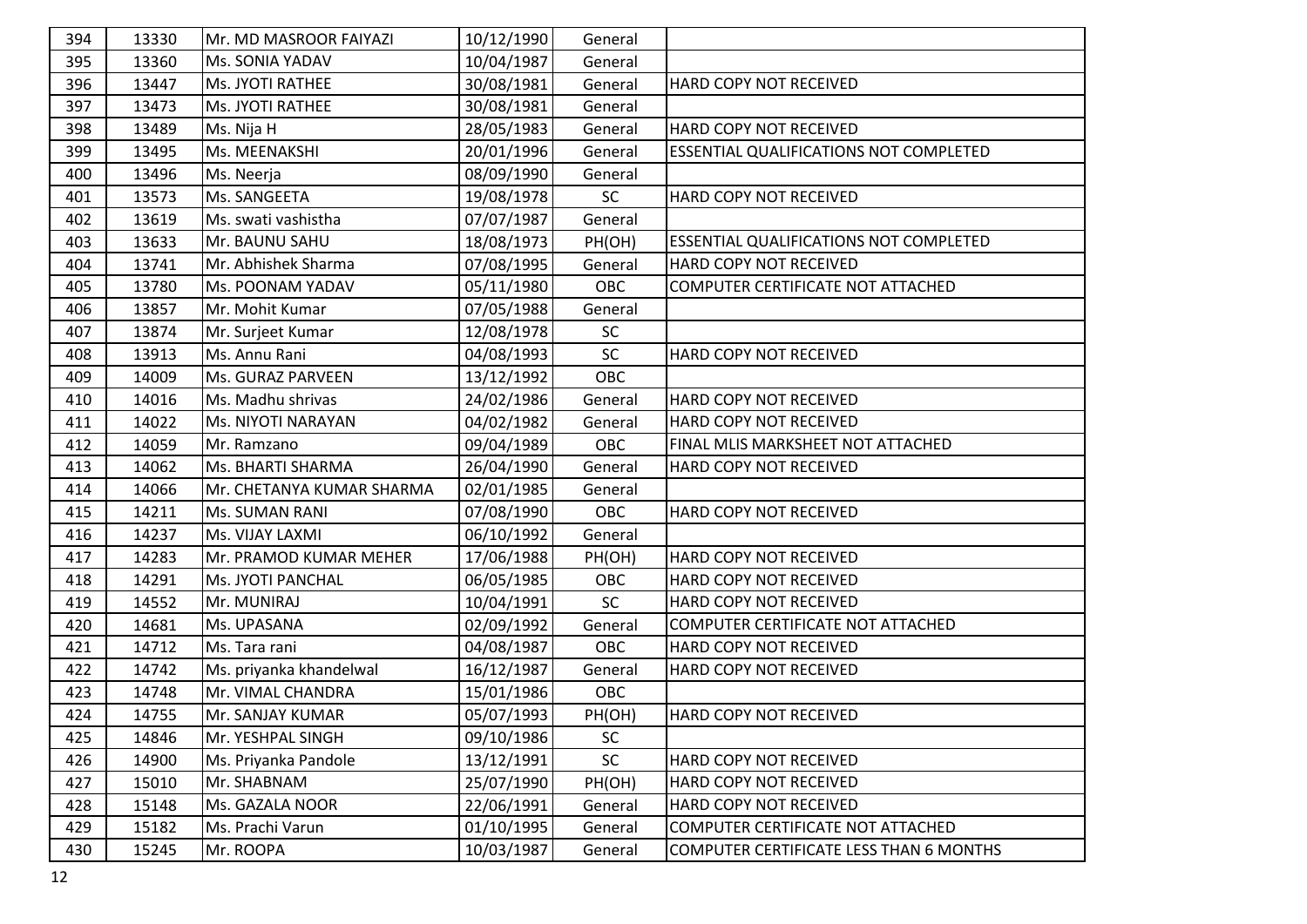| 394 | 13330 | Mr. MD MASROOR FAIYAZI | 10/12/1990 | General | |
|---|---|---|---|---|---|
| 395 | 13360 | Ms. SONIA YADAV | 10/04/1987 | General | |
| 396 | 13447 | Ms. JYOTI RATHEE | 30/08/1981 | General | HARD COPY NOT RECEIVED |
| 397 | 13473 | Ms. JYOTI RATHEE | 30/08/1981 | General | |
| 398 | 13489 | Ms. Nija H | 28/05/1983 | General | HARD COPY NOT RECEIVED |
| 399 | 13495 | Ms. MEENAKSHI | 20/01/1996 | General | ESSENTIAL QUALIFICATIONS NOT COMPLETED |
| 400 | 13496 | Ms. Neerja | 08/09/1990 | General | |
| 401 | 13573 | Ms. SANGEETA | 19/08/1978 | SC | HARD COPY NOT RECEIVED |
| 402 | 13619 | Ms. swati vashistha | 07/07/1987 | General | |
| 403 | 13633 | Mr. BAUNU SAHU | 18/08/1973 | PH(OH) | ESSENTIAL QUALIFICATIONS NOT COMPLETED |
| 404 | 13741 | Mr. Abhishek Sharma | 07/08/1995 | General | HARD COPY NOT RECEIVED |
| 405 | 13780 | Ms. POONAM YADAV | 05/11/1980 | OBC | COMPUTER CERTIFICATE NOT ATTACHED |
| 406 | 13857 | Mr. Mohit Kumar | 07/05/1988 | General | |
| 407 | 13874 | Mr. Surjeet Kumar | 12/08/1978 | SC | |
| 408 | 13913 | Ms. Annu Rani | 04/08/1993 | SC | HARD COPY NOT RECEIVED |
| 409 | 14009 | Ms. GURAZ PARVEEN | 13/12/1992 | OBC | |
| 410 | 14016 | Ms. Madhu shrivas | 24/02/1986 | General | HARD COPY NOT RECEIVED |
| 411 | 14022 | Ms. NIYOTI NARAYAN | 04/02/1982 | General | HARD COPY NOT RECEIVED |
| 412 | 14059 | Mr. Ramzano | 09/04/1989 | OBC | FINAL MLIS MARKSHEET NOT ATTACHED |
| 413 | 14062 | Ms. BHARTI SHARMA | 26/04/1990 | General | HARD COPY NOT RECEIVED |
| 414 | 14066 | Mr. CHETANYA KUMAR SHARMA | 02/01/1985 | General | |
| 415 | 14211 | Ms. SUMAN RANI | 07/08/1990 | OBC | HARD COPY NOT RECEIVED |
| 416 | 14237 | Ms. VIJAY LAXMI | 06/10/1992 | General | |
| 417 | 14283 | Mr. PRAMOD KUMAR MEHER | 17/06/1988 | PH(OH) | HARD COPY NOT RECEIVED |
| 418 | 14291 | Ms. JYOTI PANCHAL | 06/05/1985 | OBC | HARD COPY NOT RECEIVED |
| 419 | 14552 | Mr. MUNIRAJ | 10/04/1991 | SC | HARD COPY NOT RECEIVED |
| 420 | 14681 | Ms. UPASANA | 02/09/1992 | General | COMPUTER CERTIFICATE NOT ATTACHED |
| 421 | 14712 | Ms. Tara rani | 04/08/1987 | OBC | HARD COPY NOT RECEIVED |
| 422 | 14742 | Ms. priyanka khandelwal | 16/12/1987 | General | HARD COPY NOT RECEIVED |
| 423 | 14748 | Mr. VIMAL CHANDRA | 15/01/1986 | OBC | |
| 424 | 14755 | Mr. SANJAY KUMAR | 05/07/1993 | PH(OH) | HARD COPY NOT RECEIVED |
| 425 | 14846 | Mr. YESHPAL SINGH | 09/10/1986 | SC | |
| 426 | 14900 | Ms. Priyanka Pandole | 13/12/1991 | SC | HARD COPY NOT RECEIVED |
| 427 | 15010 | Mr. SHABNAM | 25/07/1990 | PH(OH) | HARD COPY NOT RECEIVED |
| 428 | 15148 | Ms. GAZALA NOOR | 22/06/1991 | General | HARD COPY NOT RECEIVED |
| 429 | 15182 | Ms. Prachi Varun | 01/10/1995 | General | COMPUTER CERTIFICATE NOT ATTACHED |
| 430 | 15245 | Mr. ROOPA | 10/03/1987 | General | COMPUTER CERTIFICATE LESS THAN 6 MONTHS |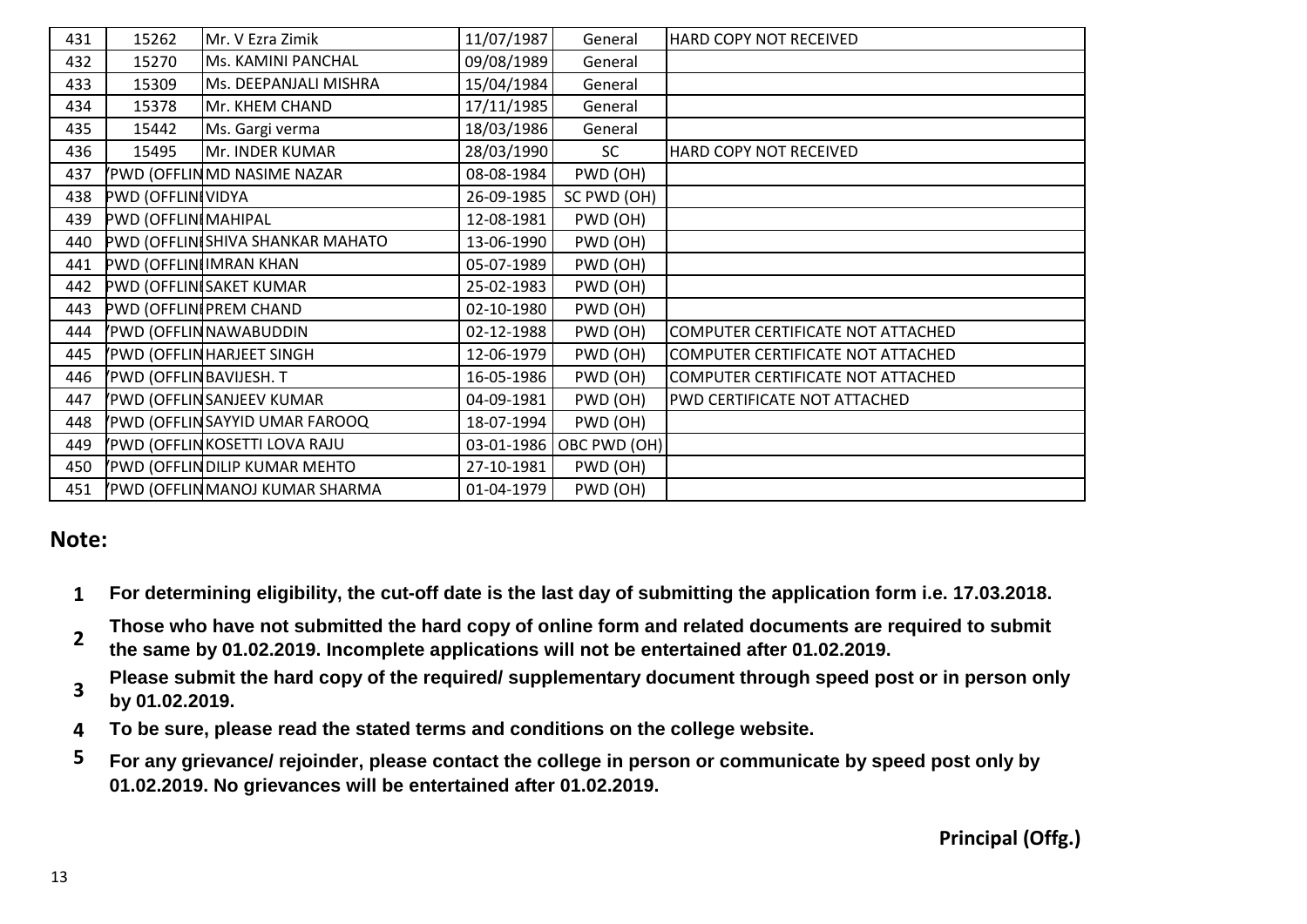| | | | | | |
|---|---|---|---|---|---|
| 431 | 15262 | Mr. V Ezra Zimik | 11/07/1987 | General | HARD COPY NOT RECEIVED |
| 432 | 15270 | Ms. KAMINI PANCHAL | 09/08/1989 | General | |
| 433 | 15309 | Ms. DEEPANJALI MISHRA | 15/04/1984 | General | |
| 434 | 15378 | Mr. KHEM CHAND | 17/11/1985 | General | |
| 435 | 15442 | Ms. Gargi verma | 18/03/1986 | General | |
| 436 | 15495 | Mr. INDER KUMAR | 28/03/1990 | SC | HARD COPY NOT RECEIVED |
| 437 | PWD (OFFLIN | MD NASIME NAZAR | 08-08-1984 | PWD (OH) | |
| 438 | PWD (OFFLINE | VIDYA | 26-09-1985 | SC PWD (OH) | |
| 439 | PWD (OFFLINE | MAHIPAL | 12-08-1981 | PWD (OH) | |
| 440 | PWD (OFFLINE | SHIVA SHANKAR MAHATO | 13-06-1990 | PWD (OH) | |
| 441 | PWD (OFFLINE | IMRAN KHAN | 05-07-1989 | PWD (OH) | |
| 442 | PWD (OFFLINE | SAKET KUMAR | 25-02-1983 | PWD (OH) | |
| 443 | PWD (OFFLINE | PREM CHAND | 02-10-1980 | PWD (OH) | |
| 444 | PWD (OFFLIN | NAWABUDDIN | 02-12-1988 | PWD (OH) | COMPUTER CERTIFICATE NOT ATTACHED |
| 445 | PWD (OFFLIN | HARJEET SINGH | 12-06-1979 | PWD (OH) | COMPUTER CERTIFICATE NOT ATTACHED |
| 446 | PWD (OFFLIN | BAVIJESH. T | 16-05-1986 | PWD (OH) | COMPUTER CERTIFICATE NOT ATTACHED |
| 447 | PWD (OFFLIN | SANJEEV KUMAR | 04-09-1981 | PWD (OH) | PWD CERTIFICATE NOT ATTACHED |
| 448 | PWD (OFFLIN | SAYYID UMAR FAROOQ | 18-07-1994 | PWD (OH) | |
| 449 | PWD (OFFLIN | KOSETTI LOVA RAJU | 03-01-1986 | OBC PWD (OH) | |
| 450 | PWD (OFFLIN | DILIP KUMAR MEHTO | 27-10-1981 | PWD (OH) | |
| 451 | PWD (OFFLIN | MANOJ KUMAR SHARMA | 01-04-1979 | PWD (OH) | |

## Note:

1. **For determining eligibility, the cut-off date is the last day of submitting the application form i.e. 17.03.2018.**
2. **Those who have not submitted the hard copy of online form and related documents are required to submit the same by 01.02.2019. Incomplete applications will not be entertained after 01.02.2019.**
3. **Please submit the hard copy of the required/ supplementary document through speed post or in person only by 01.02.2019.**
4. **To be sure, please read the stated terms and conditions on the college website.**
5. **For any grievance/ rejoinder, please contact the college in person or communicate by speed post only by 01.02.2019. No grievances will be entertained after 01.02.2019.**

**Principal (Offg.)**